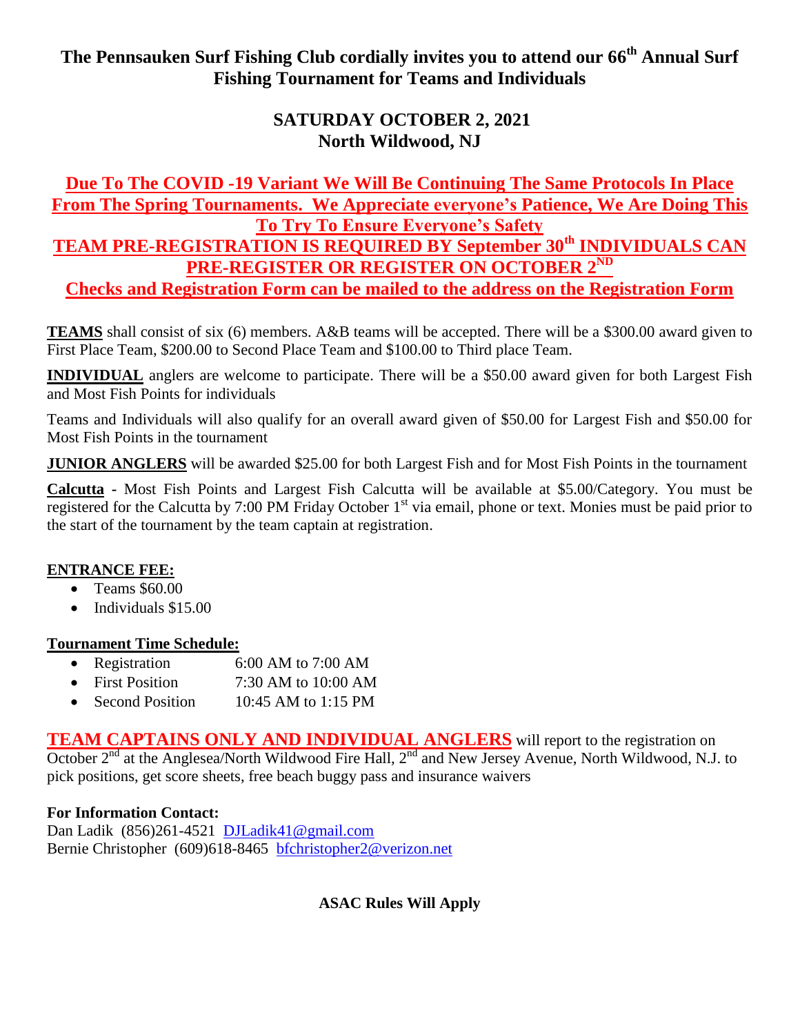# The Pennsauken Surf Fishing Club cordially invites you to attend our 66th Annual Surf Fishing Tournament for Teams and Individuals

## SATURDAY OCTOBER 2, 2021
## North Wildwood, NJ

**Due To The COVID -19 Variant We Will Be Continuing The Same Protocols In Place From The Spring Tournaments. We Appreciate everyone's Patience, We Are Doing This To Try To Ensure Everyone's Safety**

**TEAM PRE-REGISTRATION IS REQUIRED BY September 30th INDIVIDUALS CAN PRE-REGISTER OR REGISTER ON OCTOBER 2ND**

**Checks and Registration Form can be mailed to the address on the Registration Form**

**TEAMS** shall consist of six (6) members. A&B teams will be accepted. There will be a $300.00 award given to First Place Team, $200.00 to Second Place Team and $100.00 to Third place Team.

**INDIVIDUAL** anglers are welcome to participate. There will be a $50.00 award given for both Largest Fish and Most Fish Points for individuals

Teams and Individuals will also qualify for an overall award given of $50.00 for Largest Fish and $50.00 for Most Fish Points in the tournament

**JUNIOR ANGLERS** will be awarded $25.00 for both Largest Fish and for Most Fish Points in the tournament

**Calcutta -** Most Fish Points and Largest Fish Calcutta will be available at $5.00/Category. You must be registered for the Calcutta by 7:00 PM Friday October 1st via email, phone or text. Monies must be paid prior to the start of the tournament by the team captain at registration.

**ENTRANCE FEE:**

- Teams $60.00
- Individuals $15.00

**Tournament Time Schedule:**

- Registration 6:00 AM to 7:00 AM
- First Position 7:30 AM to 10:00 AM
- Second Position 10:45 AM to 1:15 PM

**TEAM CAPTAINS ONLY AND INDIVIDUAL ANGLERS** will report to the registration on October 2nd at the Anglesea/North Wildwood Fire Hall, 2nd and New Jersey Avenue, North Wildwood, N.J. to pick positions, get score sheets, free beach buggy pass and insurance waivers

**For Information Contact:**

Dan Ladik (856)261-4521 DJLadik41@gmail.com

Bernie Christopher (609)618-8465 bfchristopher2@verizon.net

**ASAC Rules Will Apply**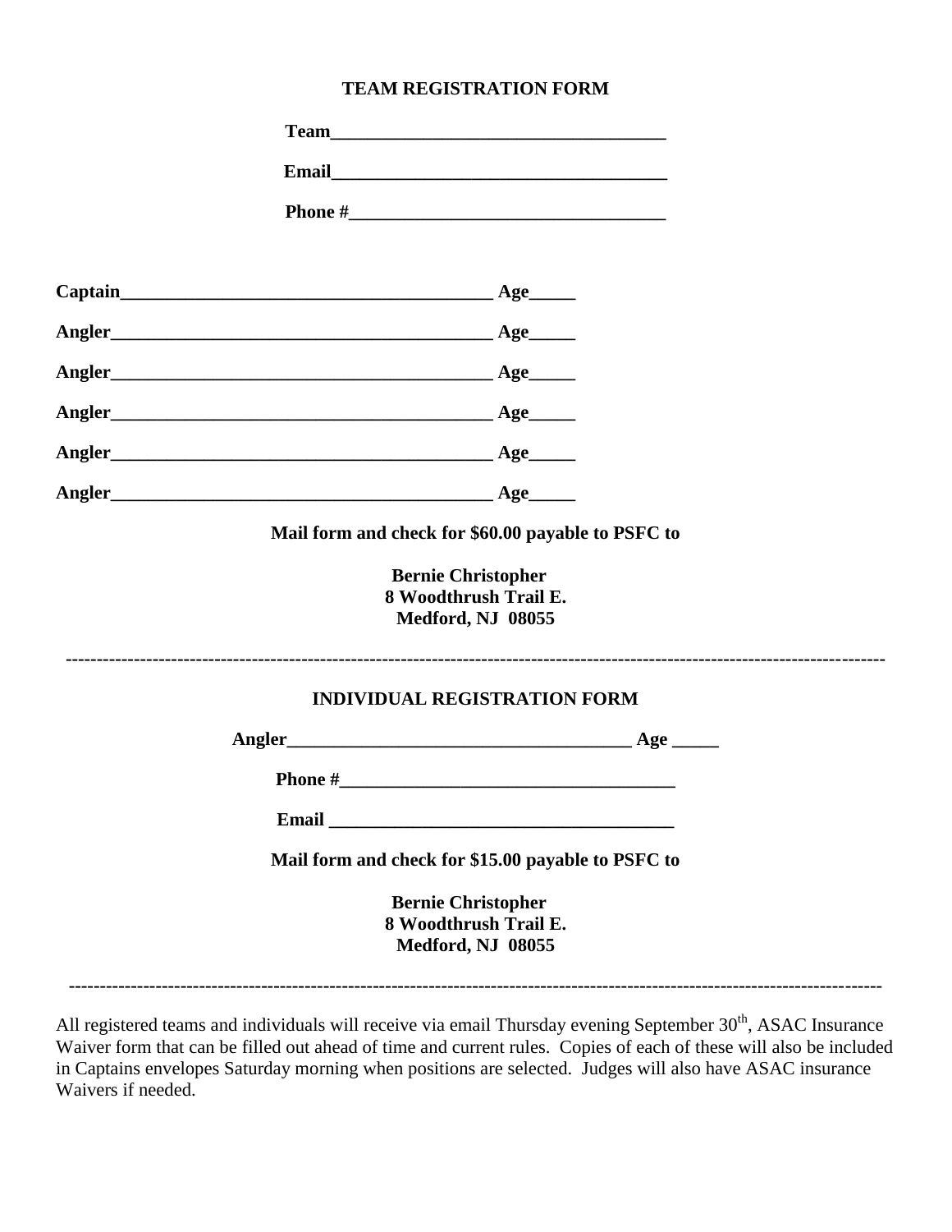## TEAM REGISTRATION FORM

**Team\_\_\_\_\_\_\_\_\_\_\_\_\_\_\_\_\_\_\_\_\_\_\_\_\_\_\_\_\_\_\_\_\_\_\_\_**

**Email\_\_\_\_\_\_\_\_\_\_\_\_\_\_\_\_\_\_\_\_\_\_\_\_\_\_\_\_\_\_\_\_\_\_\_\_**

**Phone #\_\_\_\_\_\_\_\_\_\_\_\_\_\_\_\_\_\_\_\_\_\_\_\_\_\_\_\_\_\_\_\_\_\_**

**Captain\_\_\_\_\_\_\_\_\_\_\_\_\_\_\_\_\_\_\_\_\_\_\_\_\_\_\_\_\_\_\_\_\_\_\_\_\_\_\_\_ Age\_\_\_\_\_**

**Angler\_\_\_\_\_\_\_\_\_\_\_\_\_\_\_\_\_\_\_\_\_\_\_\_\_\_\_\_\_\_\_\_\_\_\_\_\_\_\_\_\_ Age\_\_\_\_\_**

**Angler\_\_\_\_\_\_\_\_\_\_\_\_\_\_\_\_\_\_\_\_\_\_\_\_\_\_\_\_\_\_\_\_\_\_\_\_\_\_\_\_\_ Age\_\_\_\_\_**

**Angler\_\_\_\_\_\_\_\_\_\_\_\_\_\_\_\_\_\_\_\_\_\_\_\_\_\_\_\_\_\_\_\_\_\_\_\_\_\_\_\_\_ Age\_\_\_\_\_**

**Angler\_\_\_\_\_\_\_\_\_\_\_\_\_\_\_\_\_\_\_\_\_\_\_\_\_\_\_\_\_\_\_\_\_\_\_\_\_\_\_\_\_ Age\_\_\_\_\_**

**Angler\_\_\_\_\_\_\_\_\_\_\_\_\_\_\_\_\_\_\_\_\_\_\_\_\_\_\_\_\_\_\_\_\_\_\_\_\_\_\_\_\_ Age\_\_\_\_\_**

**Mail form and check for $60.00 payable to PSFC to**

**Bernie Christopher**
**8 Woodthrush Trail E.**
**Medford, NJ 08055**

---

## INDIVIDUAL REGISTRATION FORM

**Angler\_\_\_\_\_\_\_\_\_\_\_\_\_\_\_\_\_\_\_\_\_\_\_\_\_\_\_\_\_\_\_\_\_\_\_\_\_\_ Age \_\_\_\_\_**

**Phone #\_\_\_\_\_\_\_\_\_\_\_\_\_\_\_\_\_\_\_\_\_\_\_\_\_\_\_\_\_\_\_\_\_\_\_\_**

**Email \_\_\_\_\_\_\_\_\_\_\_\_\_\_\_\_\_\_\_\_\_\_\_\_\_\_\_\_\_\_\_\_\_\_\_\_\_**

**Mail form and check for $15.00 payable to PSFC to**

**Bernie Christopher**
**8 Woodthrush Trail E.**
**Medford, NJ 08055**

---

All registered teams and individuals will receive via email Thursday evening September 30th, ASAC Insurance Waiver form that can be filled out ahead of time and current rules. Copies of each of these will also be included in Captains envelopes Saturday morning when positions are selected. Judges will also have ASAC insurance Waivers if needed.